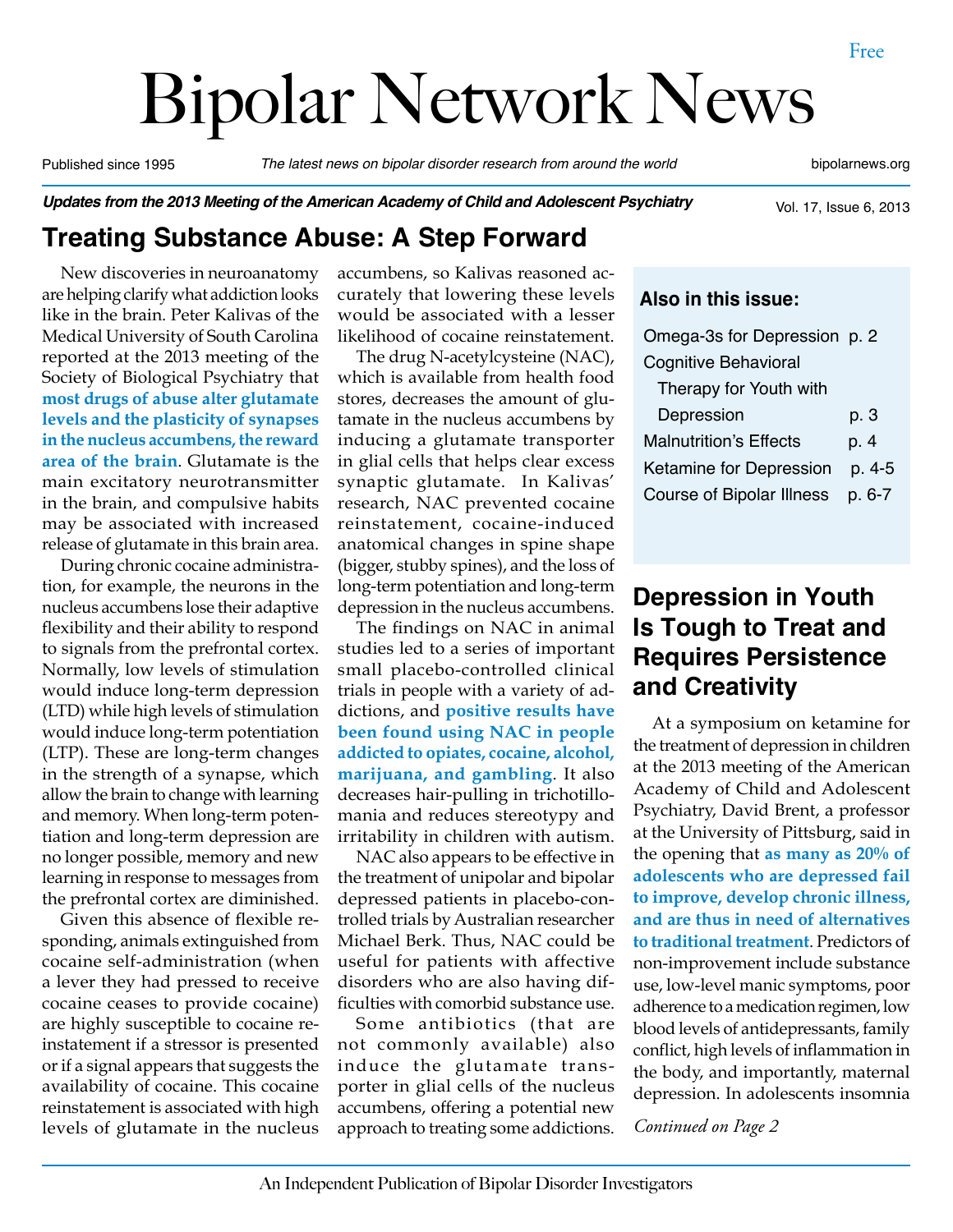Free

# Bipolar Network News

Published since 1995 *The latest news on bipolar disorder research from around the world* bipolarnews.org

***Updates from the 2013 Meeting of the American Academy of Child and Adolescent Psychiatry***

## Treating Substance Abuse: A Step Forward

New discoveries in neuroanatomy are helping clarify what addiction looks like in the brain. Peter Kalivas of the Medical University of South Carolina reported at the 2013 meeting of the Society of Biological Psychiatry that **most drugs of abuse alter glutamate levels and the plasticity of synapses in the nucleus accumbens, the reward area of the brain**. Glutamate is the main excitatory neurotransmitter in the brain, and compulsive habits may be associated with increased release of glutamate in this brain area.

During chronic cocaine administration, for example, the neurons in the nucleus accumbens lose their adaptive flexibility and their ability to respond to signals from the prefrontal cortex. Normally, low levels of stimulation would induce long-term depression (LTD) while high levels of stimulation would induce long-term potentiation (LTP). These are long-term changes in the strength of a synapse, which allow the brain to change with learning and memory. When long-term potentiation and long-term depression are no longer possible, memory and new learning in response to messages from the prefrontal cortex are diminished.

Given this absence of flexible responding, animals extinguished from cocaine self-administration (when a lever they had pressed to receive cocaine ceases to provide cocaine) are highly susceptible to cocaine reinstatement if a stressor is presented or if a signal appears that suggests the availability of cocaine. This cocaine reinstatement is associated with high levels of glutamate in the nucleus accumbens, so Kalivas reasoned accurately that lowering these levels would be associated with a lesser likelihood of cocaine reinstatement.

The drug N-acetylcysteine (NAC), which is available from health food stores, decreases the amount of glutamate in the nucleus accumbens by inducing a glutamate transporter in glial cells that helps clear excess synaptic glutamate. In Kalivas' research, NAC prevented cocaine reinstatement, cocaine-induced anatomical changes in spine shape (bigger, stubby spines), and the loss of long-term potentiation and long-term depression in the nucleus accumbens.

The findings on NAC in animal studies led to a series of important small placebo-controlled clinical trials in people with a variety of addictions, and **positive results have been found using NAC in people addicted to opiates, cocaine, alcohol, marijuana, and gambling**. It also decreases hair-pulling in trichotillomania and reduces stereotypy and irritability in children with autism.

NAC also appears to be effective in the treatment of unipolar and bipolar depressed patients in placebo-controlled trials by Australian researcher Michael Berk. Thus, NAC could be useful for patients with affective disorders who are also having difficulties with comorbid substance use.

Some antibiotics (that are not commonly available) also induce the glutamate transporter in glial cells of the nucleus accumbens, offering a potential new approach to treating some addictions.

### Also in this issue:

- Omega-3s for Depression p. 2
- Cognitive Behavioral Therapy for Youth with Depression p. 3
- Malnutrition's Effects p. 4
- Ketamine for Depression p. 4-5
- Course of Bipolar Illness p. 6-7

## Depression in Youth Is Tough to Treat and Requires Persistence and Creativity

At a symposium on ketamine for the treatment of depression in children at the 2013 meeting of the American Academy of Child and Adolescent Psychiatry, David Brent, a professor at the University of Pittsburg, said in the opening that **as many as 20% of adolescents who are depressed fail to improve, develop chronic illness, and are thus in need of alternatives to traditional treatment**. Predictors of non-improvement include substance use, low-level manic symptoms, poor adherence to a medication regimen, low blood levels of antidepressants, family conflict, high levels of inflammation in the body, and importantly, maternal depression. In adolescents insomnia

*Continued on Page 2*

An Independent Publication of Bipolar Disorder Investigators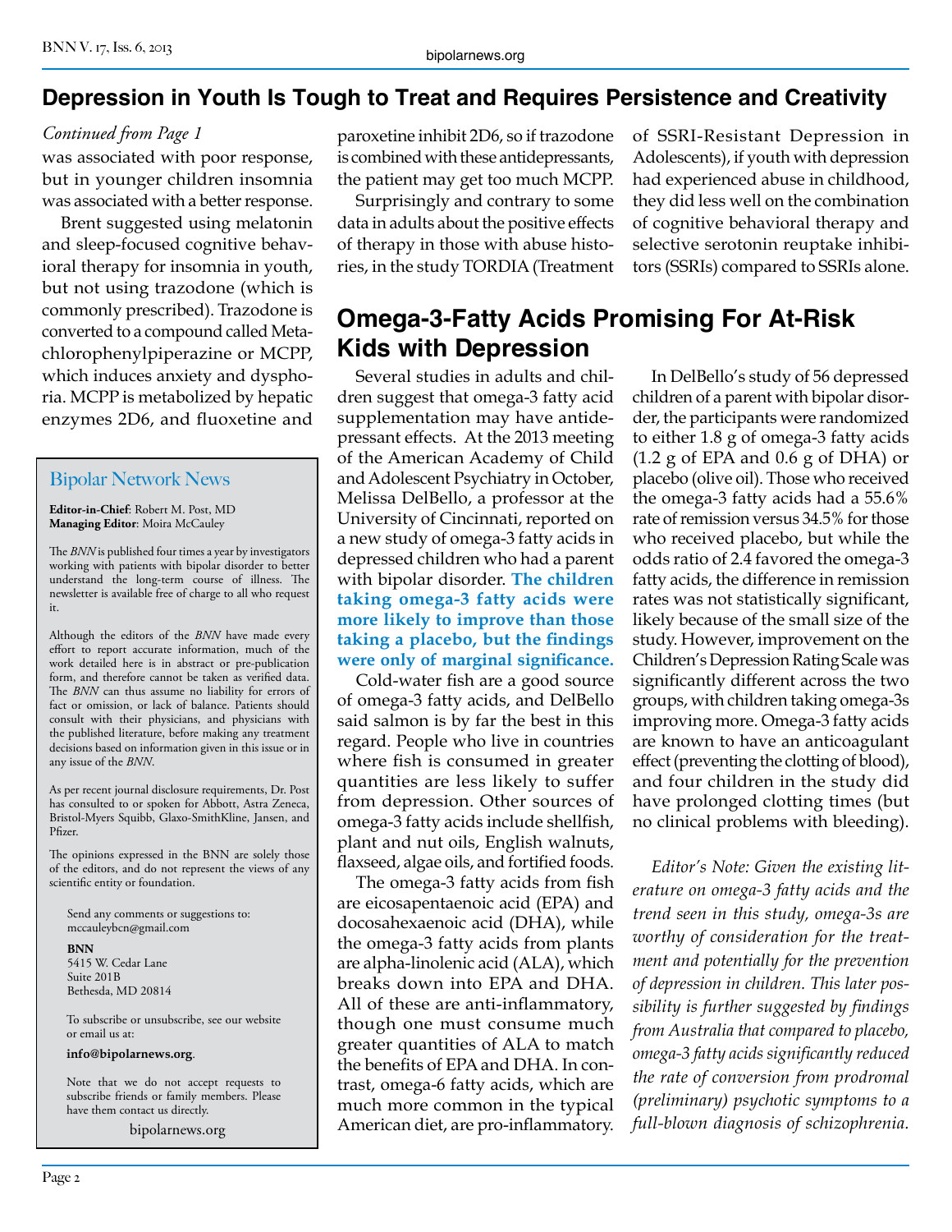## Depression in Youth Is Tough to Treat and Requires Persistence and Creativity

*Continued from Page 1*

was associated with poor response, but in younger children insomnia was associated with a better response.

Brent suggested using melatonin and sleep-focused cognitive behavioral therapy for insomnia in youth, but not using trazodone (which is commonly prescribed). Trazodone is converted to a compound called Metachlorophenylpiperazine or MCPP, which induces anxiety and dysphoria. MCPP is metabolized by hepatic enzymes 2D6, and fluoxetine and paroxetine inhibit 2D6, so if trazodone is combined with these antidepressants, the patient may get too much MCPP.

Surprisingly and contrary to some data in adults about the positive effects of therapy in those with abuse histories, in the study TORDIA (Treatment of SSRI-Resistant Depression in Adolescents), if youth with depression had experienced abuse in childhood, they did less well on the combination of cognitive behavioral therapy and selective serotonin reuptake inhibitors (SSRIs) compared to SSRIs alone.

## Omega-3-Fatty Acids Promising For At-Risk Kids with Depression

Several studies in adults and children suggest that omega-3 fatty acid supplementation may have antidepressant effects. At the 2013 meeting of the American Academy of Child and Adolescent Psychiatry in October, Melissa DelBello, a professor at the University of Cincinnati, reported on a new study of omega-3 fatty acids in depressed children who had a parent with bipolar disorder. **The children taking omega-3 fatty acids were more likely to improve than those taking a placebo, but the findings were only of marginal significance.**

Cold-water fish are a good source of omega-3 fatty acids, and DelBello said salmon is by far the best in this regard. People who live in countries where fish is consumed in greater quantities are less likely to suffer from depression. Other sources of omega-3 fatty acids include shellfish, plant and nut oils, English walnuts, flaxseed, algae oils, and fortified foods.

The omega-3 fatty acids from fish are eicosapentaenoic acid (EPA) and docosahexaenoic acid (DHA), while the omega-3 fatty acids from plants are alpha-linolenic acid (ALA), which breaks down into EPA and DHA. All of these are anti-inflammatory, though one must consume much greater quantities of ALA to match the benefits of EPA and DHA. In contrast, omega-6 fatty acids, which are much more common in the typical American diet, are pro-inflammatory.

In DelBello's study of 56 depressed children of a parent with bipolar disorder, the participants were randomized to either 1.8 g of omega-3 fatty acids (1.2 g of EPA and 0.6 g of DHA) or placebo (olive oil). Those who received the omega-3 fatty acids had a 55.6% rate of remission versus 34.5% for those who received placebo, but while the odds ratio of 2.4 favored the omega-3 fatty acids, the difference in remission rates was not statistically significant, likely because of the small size of the study. However, improvement on the Children's Depression Rating Scale was significantly different across the two groups, with children taking omega-3s improving more. Omega-3 fatty acids are known to have an anticoagulant effect (preventing the clotting of blood), and four children in the study did have prolonged clotting times (but no clinical problems with bleeding).

*Editor's Note: Given the existing literature on omega-3 fatty acids and the trend seen in this study, omega-3s are worthy of consideration for the treatment and potentially for the prevention of depression in children. This later possibility is further suggested by findings from Australia that compared to placebo, omega-3 fatty acids significantly reduced the rate of conversion from prodromal (preliminary) psychotic symptoms to a full-blown diagnosis of schizophrenia.*

---

### Bipolar Network News

**Editor-in-Chief**: Robert M. Post, MD
**Managing Editor**: Moira McCauley

The *BNN* is published four times a year by investigators working with patients with bipolar disorder to better understand the long-term course of illness. The newsletter is available free of charge to all who request it.

Although the editors of the *BNN* have made every effort to report accurate information, much of the work detailed here is in abstract or pre-publication form, and therefore cannot be taken as verified data. The *BNN* can thus assume no liability for errors of fact or omission, or lack of balance. Patients should consult with their physicians, and physicians with the published literature, before making any treatment decisions based on information given in this issue or in any issue of the *BNN*.

As per recent journal disclosure requirements, Dr. Post has consulted to or spoken for Abbott, Astra Zeneca, Bristol-Myers Squibb, Glaxo-SmithKline, Jansen, and Pfizer.

The opinions expressed in the BNN are solely those of the editors, and do not represent the views of any scientific entity or foundation.

Send any comments or suggestions to:
mccauleybcn@gmail.com

**BNN**
5415 W. Cedar Lane
Suite 201B
Bethesda, MD 20814

To subscribe or unsubscribe, see our website or email us at:

**info@bipolarnews.org**.

Note that we do not accept requests to subscribe friends or family members. Please have them contact us directly.

bipolarnews.org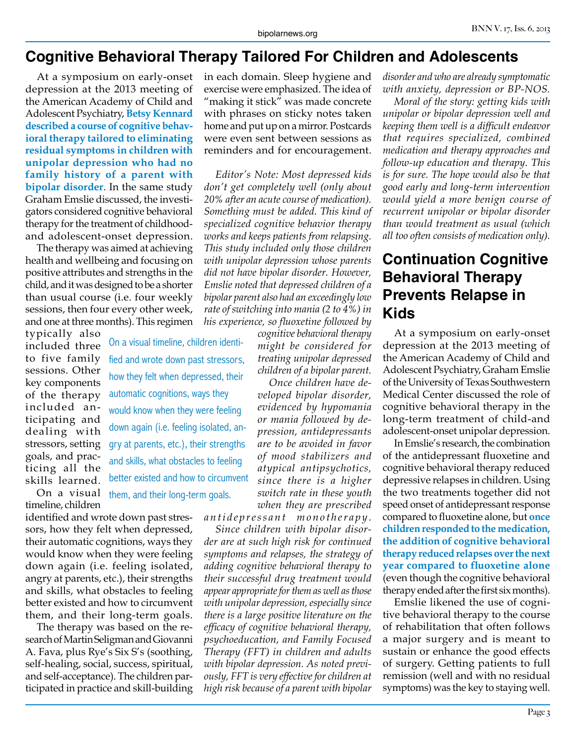# Cognitive Behavioral Therapy Tailored For Children and Adolescents

At a symposium on early-onset depression at the 2013 meeting of the American Academy of Child and Adolescent Psychiatry, **Betsy Kennard described a course of cognitive behavioral therapy tailored to eliminating residual symptoms in children with unipolar depression who had no family history of a parent with bipolar disorder**. In the same study Graham Emslie discussed, the investigators considered cognitive behavioral therapy for the treatment of childhood- and adolescent-onset depression.

The therapy was aimed at achieving health and wellbeing and focusing on positive attributes and strengths in the child, and it was designed to be a shorter than usual course (i.e. four weekly sessions, then four every other week, and one at three months). This regimen typically also included three to five family sessions. Other key components of the therapy included anticipating and dealing with stressors, setting goals, and practicing all the skills learned.

On a visual timeline, children identified and wrote down past stressors, how they felt when depressed, their automatic cognitions, ways they would know when they were feeling down again (i.e. feeling isolated, angry at parents, etc.), their strengths and skills, what obstacles to feeling better existed and how to circumvent them, and their long-term goals.

The therapy was based on the research of Martin Seligman and Giovanni A. Fava, plus Rye's Six S's (soothing, self-healing, social, success, spiritual, and self-acceptance). The children participated in practice and skill-building in each domain. Sleep hygiene and exercise were emphasized. The idea of "making it stick" was made concrete with phrases on sticky notes taken home and put up on a mirror. Postcards were even sent between sessions as reminders and for encouragement.

> On a visual timeline, children identified and wrote down past stressors, how they felt when depressed, their automatic cognitions, ways they would know when they were feeling down again (i.e. feeling isolated, angry at parents, etc.), their strengths and skills, what obstacles to feeling better existed and how to circumvent them, and their long-term goals.

*Editor's Note: Most depressed kids don't get completely well (only about 20% after an acute course of medication). Something must be added. This kind of specialized cognitive behavior therapy works and keeps patients from relapsing. This study included only those children with unipolar depression whose parents did not have bipolar disorder. However, Emslie noted that depressed children of a bipolar parent also had an exceedingly low rate of switching into mania (2 to 4%) in his experience, so fluoxetine followed by cognitive behavioral therapy might be considered for treating unipolar depressed children of a bipolar parent.*

*Once children have developed bipolar disorder, evidenced by hypomania or mania followed by depression, antidepressants are to be avoided in favor of mood stabilizers and atypical antipsychotics, since there is a higher switch rate in these youth when they are prescribed antidepressant monotherapy.*

*Since children with bipolar disorder are at such high risk for continued symptoms and relapses, the strategy of adding cognitive behavioral therapy to their successful drug treatment would appear appropriate for them as well as those with unipolar depression, especially since there is a large positive literature on the efficacy of cognitive behavioral therapy, psychoeducation, and Family Focused Therapy (FFT) in children and adults with bipolar depression. As noted previously, FFT is very effective for children at high risk because of a parent with bipolar disorder and who are already symptomatic with anxiety, depression or BP-NOS.*

*Moral of the story: getting kids with unipolar or bipolar depression well and keeping them well is a difficult endeavor that requires specialized, combined medication and therapy approaches and follow-up education and therapy. This is for sure. The hope would also be that good early and long-term intervention would yield a more benign course of recurrent unipolar or bipolar disorder than would treatment as usual (which all too often consists of medication only).*

# Continuation Cognitive Behavioral Therapy Prevents Relapse in Kids

At a symposium on early-onset depression at the 2013 meeting of the American Academy of Child and Adolescent Psychiatry, Graham Emslie of the University of Texas Southwestern Medical Center discussed the role of cognitive behavioral therapy in the long-term treatment of child-and adolescent-onset unipolar depression.

In Emslie's research, the combination of the antidepressant fluoxetine and cognitive behavioral therapy reduced depressive relapses in children. Using the two treatments together did not speed onset of antidepressant response compared to fluoxetine alone, but **once children responded to the medication, the addition of cognitive behavioral therapy reduced relapses over the next year compared to fluoxetine alone** (even though the cognitive behavioral therapy ended after the first six months).

Emslie likened the use of cognitive behavioral therapy to the course of rehabilitation that often follows a major surgery and is meant to sustain or enhance the good effects of surgery. Getting patients to full remission (well and with no residual symptoms) was the key to staying well.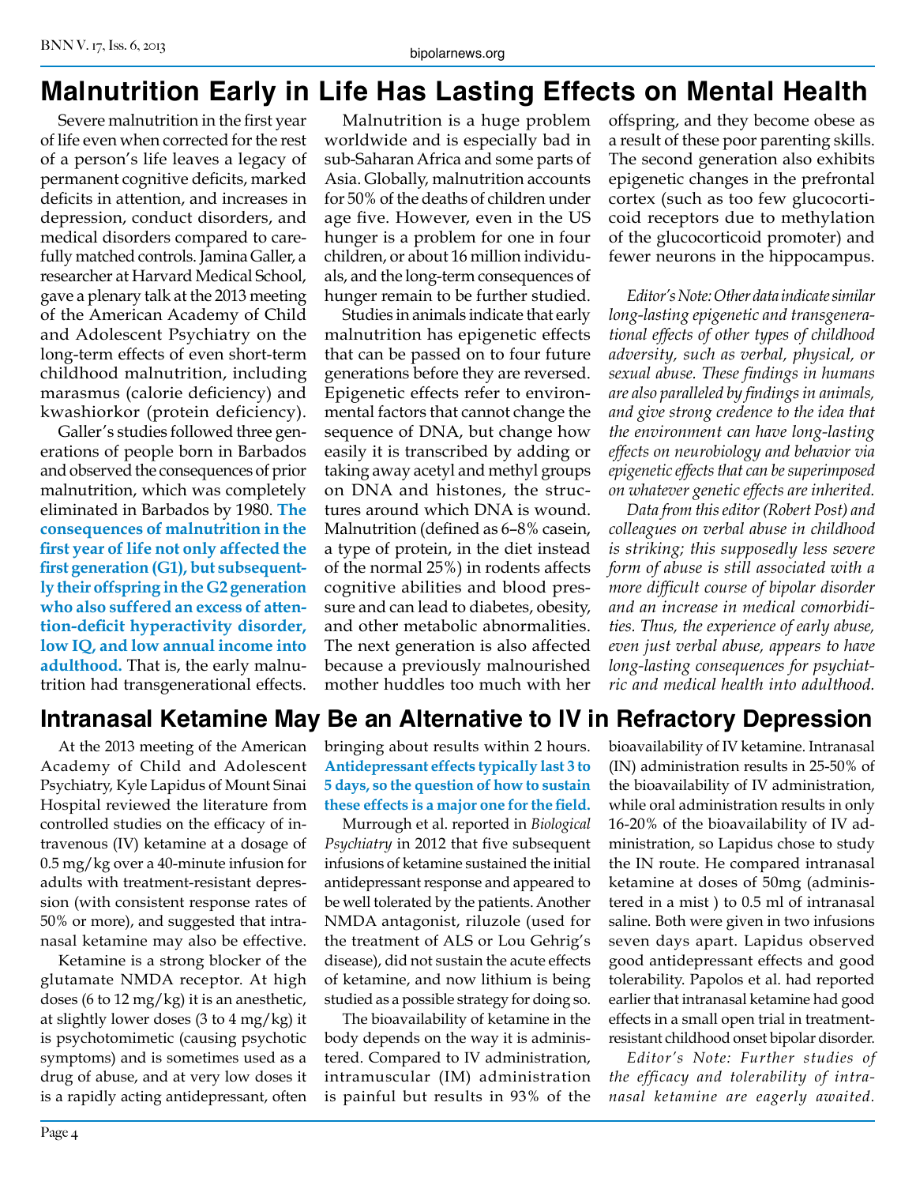# Malnutrition Early in Life Has Lasting Effects on Mental Health

Severe malnutrition in the first year of life even when corrected for the rest of a person's life leaves a legacy of permanent cognitive deficits, marked deficits in attention, and increases in depression, conduct disorders, and medical disorders compared to carefully matched controls. Jamina Galler, a researcher at Harvard Medical School, gave a plenary talk at the 2013 meeting of the American Academy of Child and Adolescent Psychiatry on the long-term effects of even short-term childhood malnutrition, including marasmus (calorie deficiency) and kwashiorkor (protein deficiency).

Galler's studies followed three generations of people born in Barbados and observed the consequences of prior malnutrition, which was completely eliminated in Barbados by 1980. **The consequences of malnutrition in the first year of life not only affected the first generation (G1), but subsequently their offspring in the G2 generation who also suffered an excess of attention-deficit hyperactivity disorder, low IQ, and low annual income into adulthood.** That is, the early malnutrition had transgenerational effects.

Malnutrition is a huge problem worldwide and is especially bad in sub-Saharan Africa and some parts of Asia. Globally, malnutrition accounts for 50% of the deaths of children under age five. However, even in the US hunger is a problem for one in four children, or about 16 million individuals, and the long-term consequences of hunger remain to be further studied.

Studies in animals indicate that early malnutrition has epigenetic effects that can be passed on to four future generations before they are reversed. Epigenetic effects refer to environmental factors that cannot change the sequence of DNA, but change how easily it is transcribed by adding or taking away acetyl and methyl groups on DNA and histones, the structures around which DNA is wound. Malnutrition (defined as 6–8% casein, a type of protein, in the diet instead of the normal 25%) in rodents affects cognitive abilities and blood pressure and can lead to diabetes, obesity, and other metabolic abnormalities. The next generation is also affected because a previously malnourished mother huddles too much with her offspring, and they become obese as a result of these poor parenting skills. The second generation also exhibits epigenetic changes in the prefrontal cortex (such as too few glucocorticoid receptors due to methylation of the glucocorticoid promoter) and fewer neurons in the hippocampus.

*Editor's Note: Other data indicate similar long-lasting epigenetic and transgenerational effects of other types of childhood adversity, such as verbal, physical, or sexual abuse. These findings in humans are also paralleled by findings in animals, and give strong credence to the idea that the environment can have long-lasting effects on neurobiology and behavior via epigenetic effects that can be superimposed on whatever genetic effects are inherited.*

*Data from this editor (Robert Post) and colleagues on verbal abuse in childhood is striking; this supposedly less severe form of abuse is still associated with a more difficult course of bipolar disorder and an increase in medical comorbidities. Thus, the experience of early abuse, even just verbal abuse, appears to have long-lasting consequences for psychiatric and medical health into adulthood.*

# Intranasal Ketamine May Be an Alternative to IV in Refractory Depression

At the 2013 meeting of the American Academy of Child and Adolescent Psychiatry, Kyle Lapidus of Mount Sinai Hospital reviewed the literature from controlled studies on the efficacy of intravenous (IV) ketamine at a dosage of 0.5 mg/kg over a 40-minute infusion for adults with treatment-resistant depression (with consistent response rates of 50% or more), and suggested that intranasal ketamine may also be effective.

Ketamine is a strong blocker of the glutamate NMDA receptor. At high doses (6 to 12 mg/kg) it is an anesthetic, at slightly lower doses (3 to 4 mg/kg) it is psychotomimetic (causing psychotic symptoms) and is sometimes used as a drug of abuse, and at very low doses it is a rapidly acting antidepressant, often bringing about results within 2 hours. **Antidepressant effects typically last 3 to 5 days, so the question of how to sustain these effects is a major one for the field.**

Murrough et al. reported in *Biological Psychiatry* in 2012 that five subsequent infusions of ketamine sustained the initial antidepressant response and appeared to be well tolerated by the patients. Another NMDA antagonist, riluzole (used for the treatment of ALS or Lou Gehrig's disease), did not sustain the acute effects of ketamine, and now lithium is being studied as a possible strategy for doing so.

The bioavailability of ketamine in the body depends on the way it is administered. Compared to IV administration, intramuscular (IM) administration is painful but results in 93% of the bioavailability of IV ketamine. Intranasal (IN) administration results in 25-50% of the bioavailability of IV administration, while oral administration results in only 16-20% of the bioavailability of IV administration, so Lapidus chose to study the IN route. He compared intranasal ketamine at doses of 50mg (administered in a mist ) to 0.5 ml of intranasal saline. Both were given in two infusions seven days apart. Lapidus observed good antidepressant effects and good tolerability. Papolos et al. had reported earlier that intranasal ketamine had good effects in a small open trial in treatment-resistant childhood onset bipolar disorder.

*Editor's Note: Further studies of the efficacy and tolerability of intranasal ketamine are eagerly awaited.*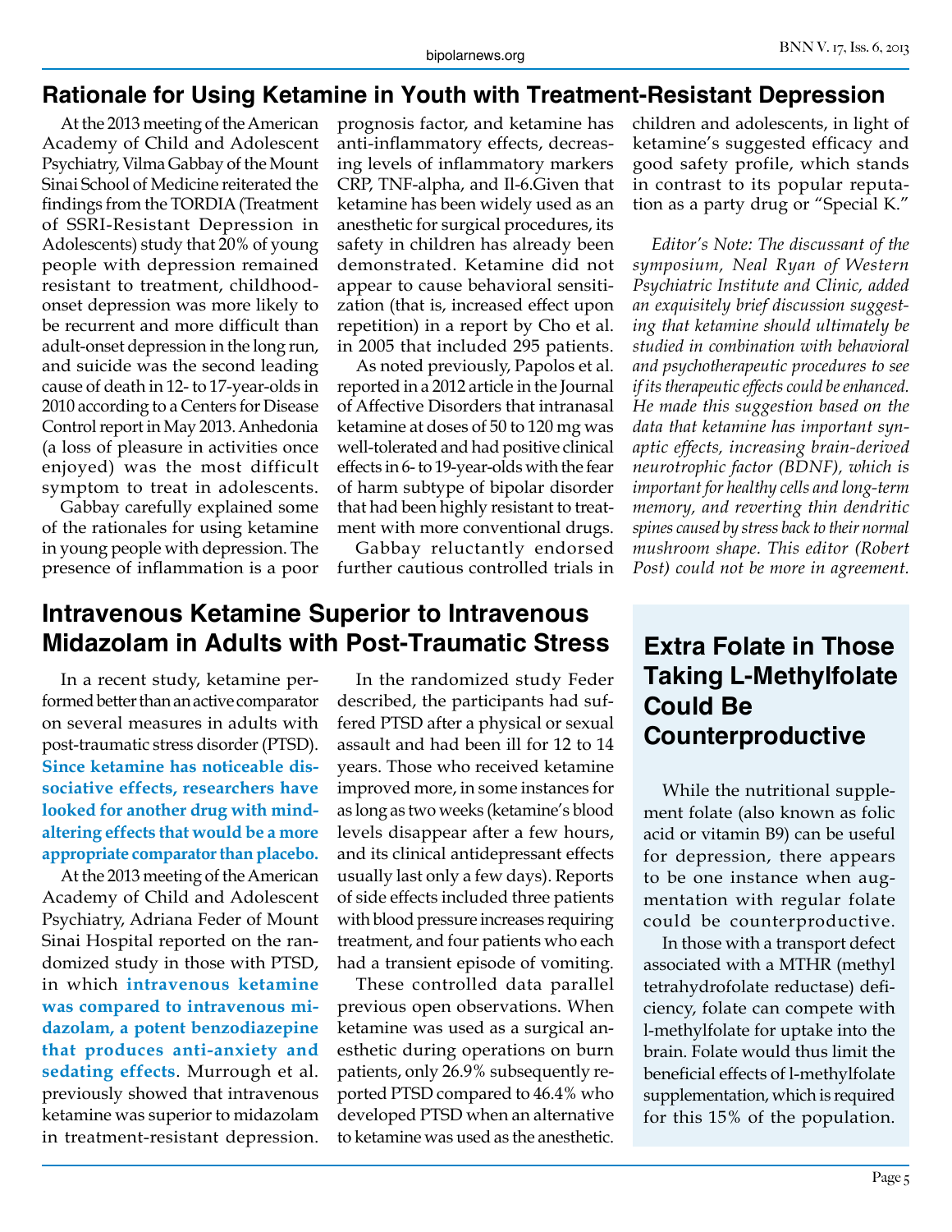## Rationale for Using Ketamine in Youth with Treatment-Resistant Depression

At the 2013 meeting of the American Academy of Child and Adolescent Psychiatry, Vilma Gabbay of the Mount Sinai School of Medicine reiterated the findings from the TORDIA (Treatment of SSRI-Resistant Depression in Adolescents) study that 20% of young people with depression remained resistant to treatment, childhood-onset depression was more likely to be recurrent and more difficult than adult-onset depression in the long run, and suicide was the second leading cause of death in 12- to 17-year-olds in 2010 according to a Centers for Disease Control report in May 2013. Anhedonia (a loss of pleasure in activities once enjoyed) was the most difficult symptom to treat in adolescents.

Gabbay carefully explained some of the rationales for using ketamine in young people with depression. The presence of inflammation is a poor prognosis factor, and ketamine has anti-inflammatory effects, decreasing levels of inflammatory markers CRP, TNF-alpha, and Il-6.Given that ketamine has been widely used as an anesthetic for surgical procedures, its safety in children has already been demonstrated. Ketamine did not appear to cause behavioral sensitization (that is, increased effect upon repetition) in a report by Cho et al. in 2005 that included 295 patients.

As noted previously, Papolos et al. reported in a 2012 article in the Journal of Affective Disorders that intranasal ketamine at doses of 50 to 120 mg was well-tolerated and had positive clinical effects in 6- to 19-year-olds with the fear of harm subtype of bipolar disorder that had been highly resistant to treatment with more conventional drugs.

Gabbay reluctantly endorsed further cautious controlled trials in children and adolescents, in light of ketamine's suggested efficacy and good safety profile, which stands in contrast to its popular reputation as a party drug or "Special K."

*Editor's Note: The discussant of the symposium, Neal Ryan of Western Psychiatric Institute and Clinic, added an exquisitely brief discussion suggesting that ketamine should ultimately be studied in combination with behavioral and psychotherapeutic procedures to see if its therapeutic effects could be enhanced. He made this suggestion based on the data that ketamine has important synaptic effects, increasing brain-derived neurotrophic factor (BDNF), which is important for healthy cells and long-term memory, and reverting thin dendritic spines caused by stress back to their normal mushroom shape. This editor (Robert Post) could not be more in agreement.*

## Intravenous Ketamine Superior to Intravenous Midazolam in Adults with Post-Traumatic Stress

In a recent study, ketamine performed better than an active comparator on several measures in adults with post-traumatic stress disorder (PTSD). **Since ketamine has noticeable dissociative effects, researchers have looked for another drug with mind-altering effects that would be a more appropriate comparator than placebo.**

At the 2013 meeting of the American Academy of Child and Adolescent Psychiatry, Adriana Feder of Mount Sinai Hospital reported on the randomized study in those with PTSD, in which **intravenous ketamine was compared to intravenous midazolam, a potent benzodiazepine that produces anti-anxiety and sedating effects**. Murrough et al. previously showed that intravenous ketamine was superior to midazolam in treatment-resistant depression.

In the randomized study Feder described, the participants had suffered PTSD after a physical or sexual assault and had been ill for 12 to 14 years. Those who received ketamine improved more, in some instances for as long as two weeks (ketamine's blood levels disappear after a few hours, and its clinical antidepressant effects usually last only a few days). Reports of side effects included three patients with blood pressure increases requiring treatment, and four patients who each had a transient episode of vomiting.

These controlled data parallel previous open observations. When ketamine was used as a surgical anesthetic during operations on burn patients, only 26.9% subsequently reported PTSD compared to 46.4% who developed PTSD when an alternative to ketamine was used as the anesthetic.

## Extra Folate in Those Taking L-Methylfolate Could Be Counterproductive

While the nutritional supplement folate (also known as folic acid or vitamin B9) can be useful for depression, there appears to be one instance when augmentation with regular folate could be counterproductive.

In those with a transport defect associated with a MTHR (methyl tetrahydrofolate reductase) deficiency, folate can compete with l-methylfolate for uptake into the brain. Folate would thus limit the beneficial effects of l-methylfolate supplementation, which is required for this 15% of the population.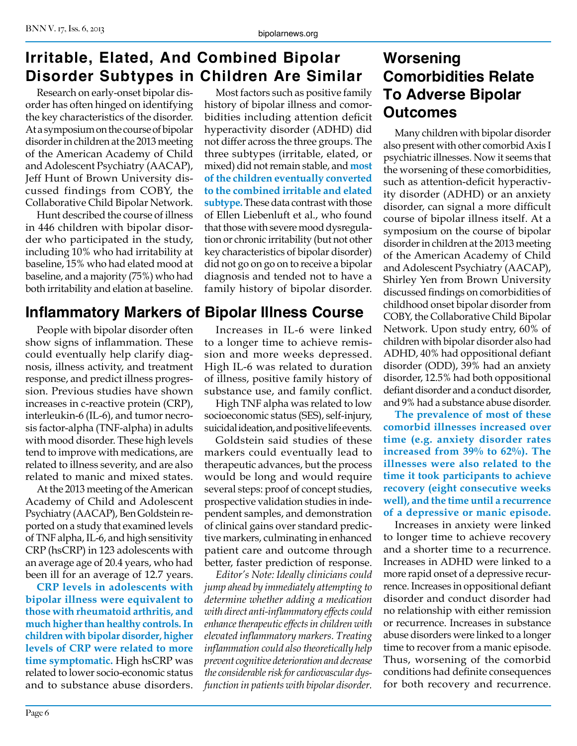## Irritable, Elated, And Combined Bipolar Disorder Subtypes in Children Are Similar

Research on early-onset bipolar disorder has often hinged on identifying the key characteristics of the disorder. At a symposium on the course of bipolar disorder in children at the 2013 meeting of the American Academy of Child and Adolescent Psychiatry (AACAP), Jeff Hunt of Brown University discussed findings from COBY, the Collaborative Child Bipolar Network.

Hunt described the course of illness in 446 children with bipolar disorder who participated in the study, including 10% who had irritability at baseline, 15% who had elated mood at baseline, and a majority (75%) who had both irritability and elation at baseline.

Most factors such as positive family history of bipolar illness and comorbidities including attention deficit hyperactivity disorder (ADHD) did not differ across the three groups. The three subtypes (irritable, elated, or mixed) did not remain stable, and **most of the children eventually converted to the combined irritable and elated subtype.** These data contrast with those of Ellen Liebenluft et al., who found that those with severe mood dysregulation or chronic irritability (but not other key characteristics of bipolar disorder) did not go on go on to receive a bipolar diagnosis and tended not to have a family history of bipolar disorder.

## Inflammatory Markers of Bipolar Illness Course

People with bipolar disorder often show signs of inflammation. These could eventually help clarify diagnosis, illness activity, and treatment response, and predict illness progression. Previous studies have shown increases in c-reactive protein (CRP), interleukin-6 (IL-6), and tumor necrosis factor-alpha (TNF-alpha) in adults with mood disorder. These high levels tend to improve with medications, are related to illness severity, and are also related to manic and mixed states.

At the 2013 meeting of the American Academy of Child and Adolescent Psychiatry (AACAP), Ben Goldstein reported on a study that examined levels of TNF alpha, IL-6, and high sensitivity CRP (hsCRP) in 123 adolescents with an average age of 20.4 years, who had been ill for an average of 12.7 years.

**CRP levels in adolescents with bipolar illness were equivalent to those with rheumatoid arthritis, and much higher than healthy controls. In children with bipolar disorder, higher levels of CRP were related to more time symptomatic.** High hsCRP was related to lower socio-economic status and to substance abuse disorders.

Increases in IL-6 were linked to a longer time to achieve remission and more weeks depressed. High IL-6 was related to duration of illness, positive family history of substance use, and family conflict.

High TNF alpha was related to low socioeconomic status (SES), self-injury, suicidal ideation, and positive life events.

Goldstein said studies of these markers could eventually lead to therapeutic advances, but the process would be long and would require several steps: proof of concept studies, prospective validation studies in independent samples, and demonstration of clinical gains over standard predictive markers, culminating in enhanced patient care and outcome through better, faster prediction of response.

*Editor's Note: Ideally clinicians could jump ahead by immediately attempting to determine whether adding a medication with direct anti-inflammatory effects could enhance therapeutic effects in children with elevated inflammatory markers. Treating inflammation could also theoretically help prevent cognitive deterioration and decrease the considerable risk for cardiovascular dysfunction in patients with bipolar disorder.*

## Worsening Comorbidities Relate To Adverse Bipolar Outcomes

Many children with bipolar disorder also present with other comorbid Axis I psychiatric illnesses. Now it seems that the worsening of these comorbidities, such as attention-deficit hyperactivity disorder (ADHD) or an anxiety disorder, can signal a more difficult course of bipolar illness itself. At a symposium on the course of bipolar disorder in children at the 2013 meeting of the American Academy of Child and Adolescent Psychiatry (AACAP), Shirley Yen from Brown University discussed findings on comorbidities of childhood onset bipolar disorder from COBY, the Collaborative Child Bipolar Network. Upon study entry, 60% of children with bipolar disorder also had ADHD, 40% had oppositional defiant disorder (ODD), 39% had an anxiety disorder, 12.5% had both oppositional defiant disorder and a conduct disorder, and 9% had a substance abuse disorder.

**The prevalence of most of these comorbid illnesses increased over time (e.g. anxiety disorder rates increased from 39% to 62%). The illnesses were also related to the time it took participants to achieve recovery (eight consecutive weeks well), and the time until a recurrence of a depressive or manic episode.**

Increases in anxiety were linked to longer time to achieve recovery and a shorter time to a recurrence. Increases in ADHD were linked to a more rapid onset of a depressive recurrence. Increases in oppositional defiant disorder and conduct disorder had no relationship with either remission or recurrence. Increases in substance abuse disorders were linked to a longer time to recover from a manic episode. Thus, worsening of the comorbid conditions had definite consequences for both recovery and recurrence.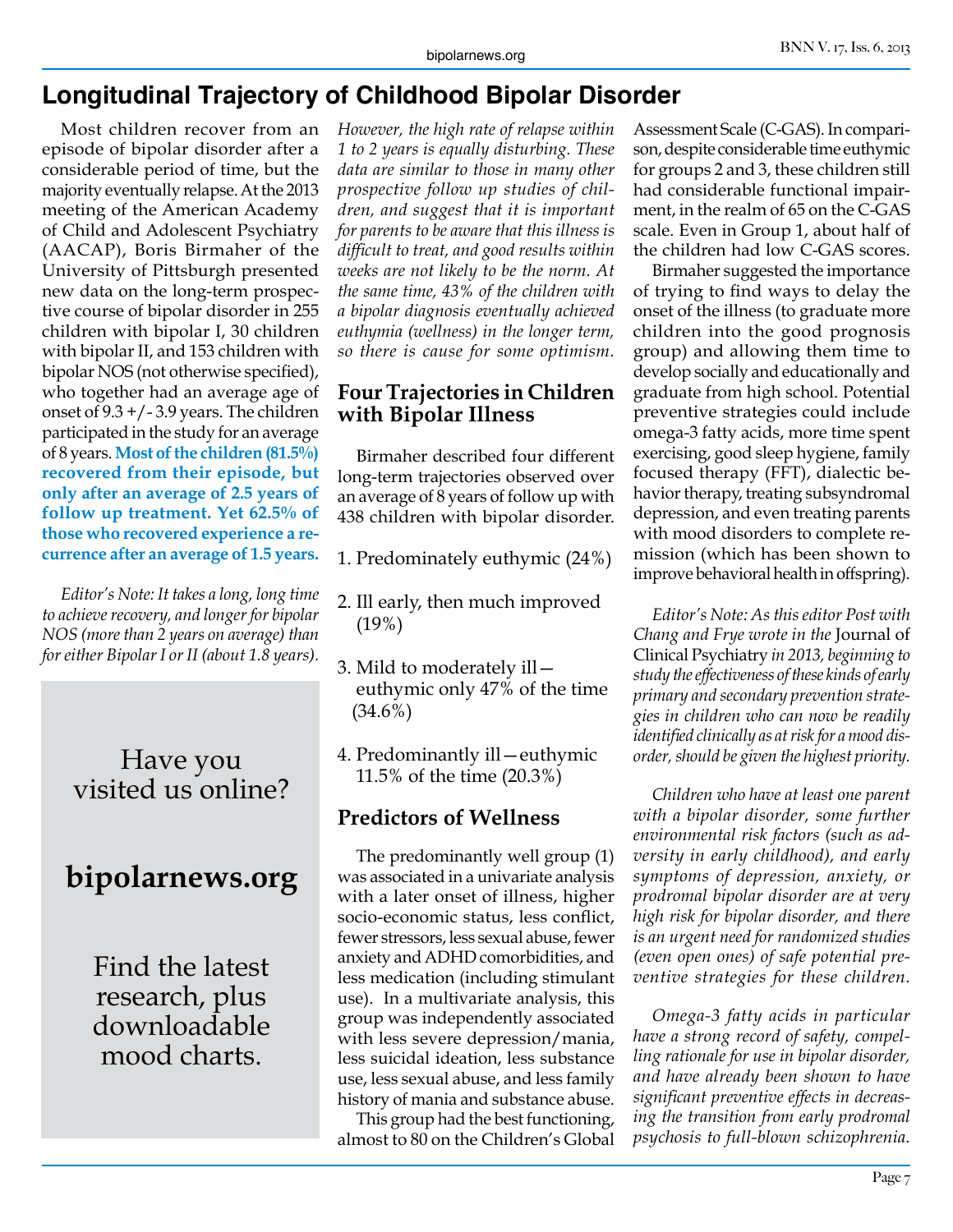# Longitudinal Trajectory of Childhood Bipolar Disorder

Most children recover from an episode of bipolar disorder after a considerable period of time, but the majority eventually relapse. At the 2013 meeting of the American Academy of Child and Adolescent Psychiatry (AACAP), Boris Birmaher of the University of Pittsburgh presented new data on the long-term prospective course of bipolar disorder in 255 children with bipolar I, 30 children with bipolar II, and 153 children with bipolar NOS (not otherwise specified), who together had an average age of onset of 9.3 +/- 3.9 years. The children participated in the study for an average of 8 years. **Most of the children (81.5%) recovered from their episode, but only after an average of 2.5 years of follow up treatment. Yet 62.5% of those who recovered experience a recurrence after an average of 1.5 years.**

*Editor's Note: It takes a long, long time to achieve recovery, and longer for bipolar NOS (more than 2 years on average) than for either Bipolar I or II (about 1.8 years). However, the high rate of relapse within 1 to 2 years is equally disturbing. These data are similar to those in many other prospective follow up studies of children, and suggest that it is important for parents to be aware that this illness is difficult to treat, and good results within weeks are not likely to be the norm. At the same time, 43% of the children with a bipolar diagnosis eventually achieved euthymia (wellness) in the longer term, so there is cause for some optimism.*

Have you visited us online?

**bipolarnews.org**

Find the latest research, plus downloadable mood charts.

## Four Trajectories in Children with Bipolar Illness

Birmaher described four different long-term trajectories observed over an average of 8 years of follow up with 438 children with bipolar disorder.

1. Predominately euthymic (24%)
2. Ill early, then much improved (19%)
3. Mild to moderately ill—euthymic only 47% of the time (34.6%)
4. Predominantly ill—euthymic 11.5% of the time (20.3%)

## Predictors of Wellness

The predominantly well group (1) was associated in a univariate analysis with a later onset of illness, higher socio-economic status, less conflict, fewer stressors, less sexual abuse, fewer anxiety and ADHD comorbidities, and less medication (including stimulant use). In a multivariate analysis, this group was independently associated with less severe depression/mania, less suicidal ideation, less substance use, less sexual abuse, and less family history of mania and substance abuse.

This group had the best functioning, almost to 80 on the Children's Global Assessment Scale (C-GAS). In comparison, despite considerable time euthymic for groups 2 and 3, these children still had considerable functional impairment, in the realm of 65 on the C-GAS scale. Even in Group 1, about half of the children had low C-GAS scores.

Birmaher suggested the importance of trying to find ways to delay the onset of the illness (to graduate more children into the good prognosis group) and allowing them time to develop socially and educationally and graduate from high school. Potential preventive strategies could include omega-3 fatty acids, more time spent exercising, good sleep hygiene, family focused therapy (FFT), dialectic behavior therapy, treating subsyndromal depression, and even treating parents with mood disorders to complete remission (which has been shown to improve behavioral health in offspring).

*Editor's Note: As this editor Post with Chang and Frye wrote in the* Journal of Clinical Psychiatry *in 2013, beginning to study the effectiveness of these kinds of early primary and secondary prevention strategies in children who can now be readily identified clinically as at risk for a mood disorder, should be given the highest priority.*

*Children who have at least one parent with a bipolar disorder, some further environmental risk factors (such as adversity in early childhood), and early symptoms of depression, anxiety, or prodromal bipolar disorder are at very high risk for bipolar disorder, and there is an urgent need for randomized studies (even open ones) of safe potential preventive strategies for these children.*

*Omega-3 fatty acids in particular have a strong record of safety, compelling rationale for use in bipolar disorder, and have already been shown to have significant preventive effects in decreasing the transition from early prodromal psychosis to full-blown schizophrenia.*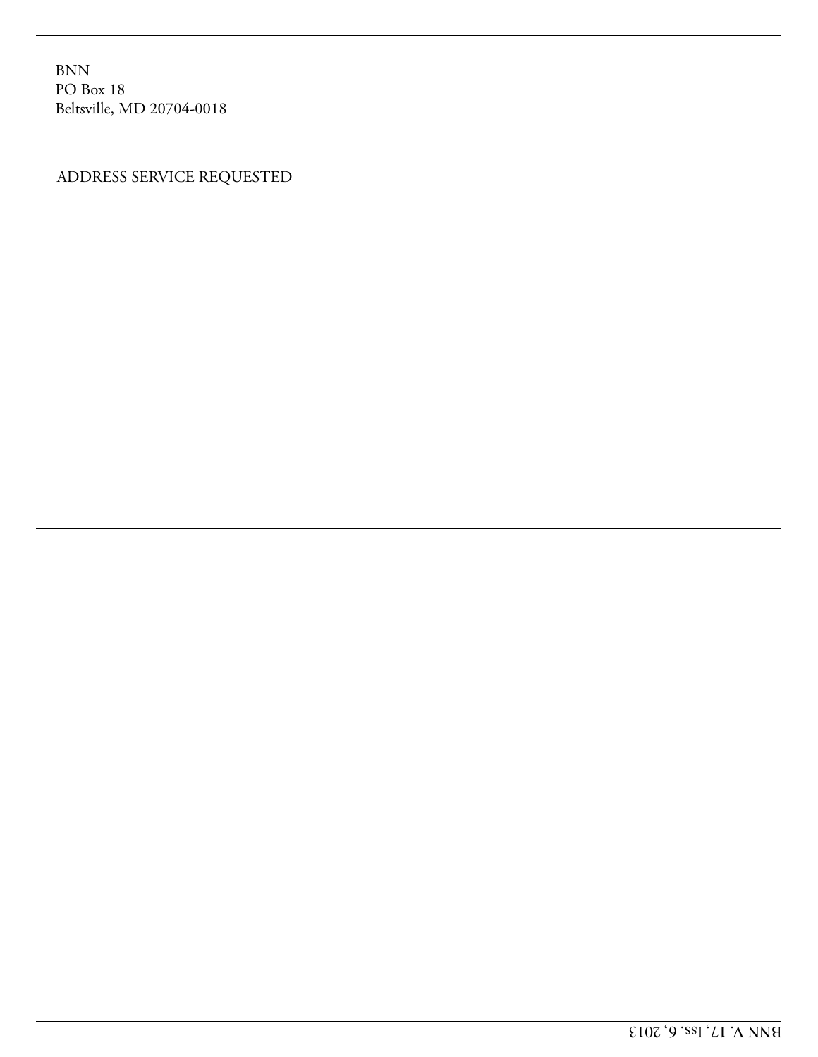BNN
PO Box 18
Beltsville, MD 20704-0018

ADDRESS SERVICE REQUESTED